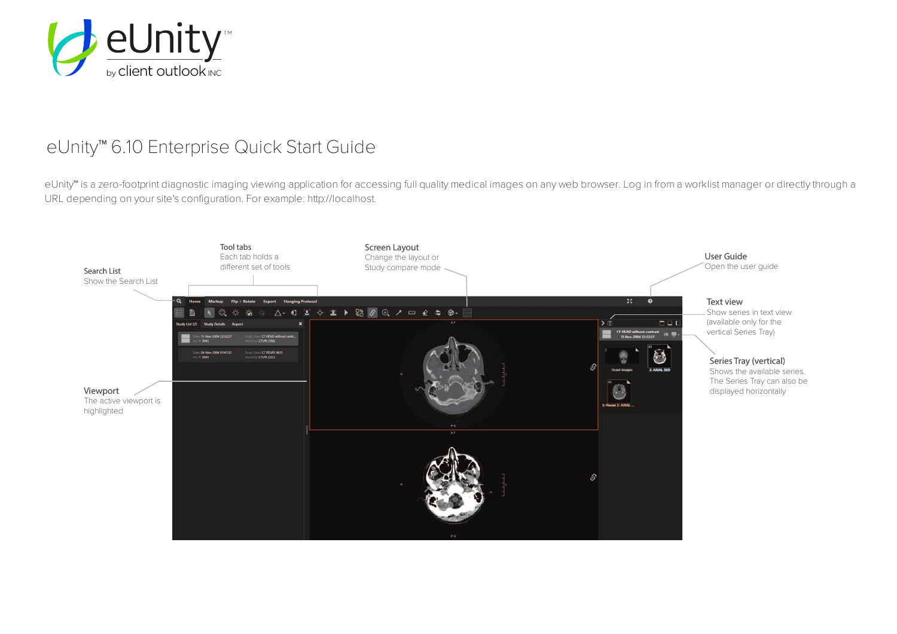# eUnity™ 6.10 Enterprise Quick Start Guide

eUnity™ is a zero-footprint diagnostic imaging viewing application for accessing full quality medical images on any web browser. Log in from a worklist manager or directly through a URL depending on your site's configuration. For example: http://localhost.

**Search List**
Show the Search List

**Tool tabs**
Each tab holds a different set of tools

**Screen Layout**
Change the layout or Study compare mode

**User Guide**
Open the user guide

**Text view**
Show series in text view (available only for the vertical Series Tray)

**Series Tray (vertical)**
Shows the available series. The Series Tray can also be displayed horizontally

**Viewport**
The active viewport is highlighted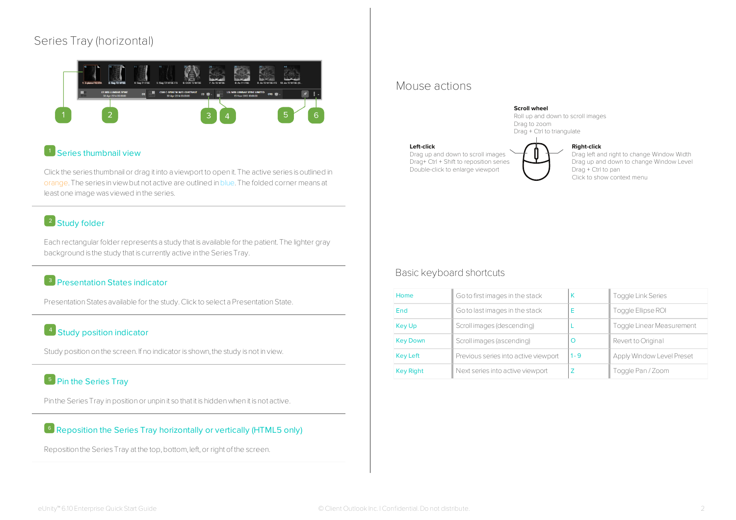## Series Tray (horizontal)

### 1 Series thumbnail view

Click the series thumbnail or drag it into a viewport to open it. The active series is outlined in orange. The series in view but not active are outlined in blue. The folded corner means at least one image was viewed in the series.

### 2 Study folder

Each rectangular folder represents a study that is available for the patient. The lighter gray background is the study that is currently active in the Series Tray.

### 3 Presentation States indicator

Presentation States available for the study. Click to select a Presentation State.

### 4 Study position indicator

Study position on the screen. If no indicator is shown, the study is not in view.

### 5 Pin the Series Tray

Pin the Series Tray in position or unpin it so that it is hidden when it is not active.

### 6 Reposition the Series Tray horizontally or vertically (HTML5 only)

Reposition the Series Tray at the top, bottom, left, or right of the screen.

## Mouse actions

**Scroll wheel**
Roll up and down to scroll images
Drag to zoom
Drag + Ctrl to triangulate

**Left-click**
Drag up and down to scroll images
Drag+ Ctrl + Shift to reposition series
Double-click to enlarge viewport

**Right-click**
Drag left and right to change Window Width
Drag up and down to change Window Level
Drag + Ctrl to pan
Click to show context menu

## Basic keyboard shortcuts

| | | | |
|---|---|---|---|
| Home | Go to first images in the stack | K | Toggle Link Series |
| End | Go to last images in the stack | E | Toggle Ellipse ROI |
| Key Up | Scroll images (descending) | L | Toggle Linear Measurement |
| Key Down | Scroll images (ascending) | O | Revert to Original |
| Key Left | Previous series into active viewport | 1 - 9 | Apply Window Level Preset |
| Key Right | Next series into active viewport | Z | Toggle Pan / Zoom |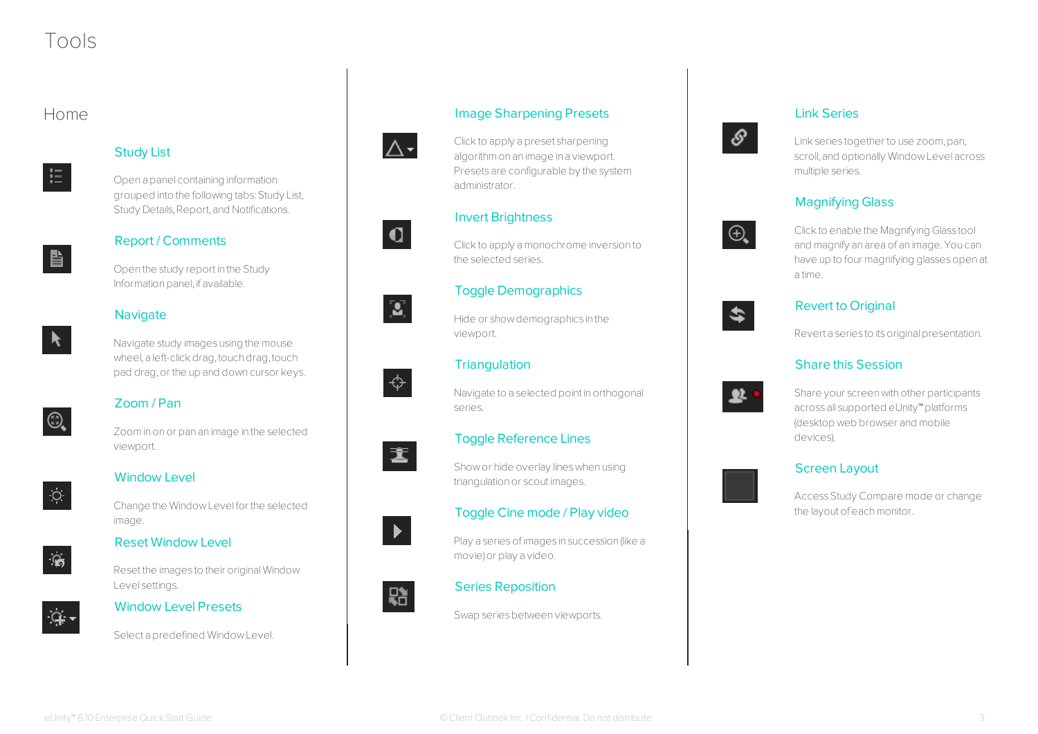# Tools

## Home

### Study List

Open a panel containing information grouped into the following tabs: Study List, Study Details, Report, and Notifications.

### Report / Comments

Open the study report in the Study Information panel, if available.

### Navigate

Navigate study images using the mouse wheel, a left-click drag, touch drag, touch pad drag, or the up and down cursor keys.

### Zoom / Pan

Zoom in on or pan an image in the selected viewport.

### Window Level

Change the Window Level for the selected image.

### Reset Window Level

Reset the images to their original Window Level settings.

### Window Level Presets

Select a predefined Window Level.

### Image Sharpening Presets

Click to apply a preset sharpening algorithm on an image in a viewport. Presets are configurable by the system administrator.

### Invert Brightness

Click to apply a monochrome inversion to the selected series.

### Toggle Demographics

Hide or show demographics in the viewport.

### Triangulation

Navigate to a selected point in orthogonal series.

### Toggle Reference Lines

Show or hide overlay lines when using triangulation or scout images.

### Toggle Cine mode / Play video

Play a series of images in succession (like a movie) or play a video.

### Series Reposition

Swap series between viewports.

### Link Series

Link series together to use zoom, pan, scroll, and optionally Window Level across multiple series.

### Magnifying Glass

Click to enable the Magnifying Glass tool and magnify an area of an image. You can have up to four magnifying glasses open at a time.

### Revert to Original

Revert a series to its original presentation.

### Share this Session

Share your screen with other participants across all supported eUnity™ platforms (desktop web browser and mobile devices).

### Screen Layout

Access Study Compare mode or change the layout of each monitor.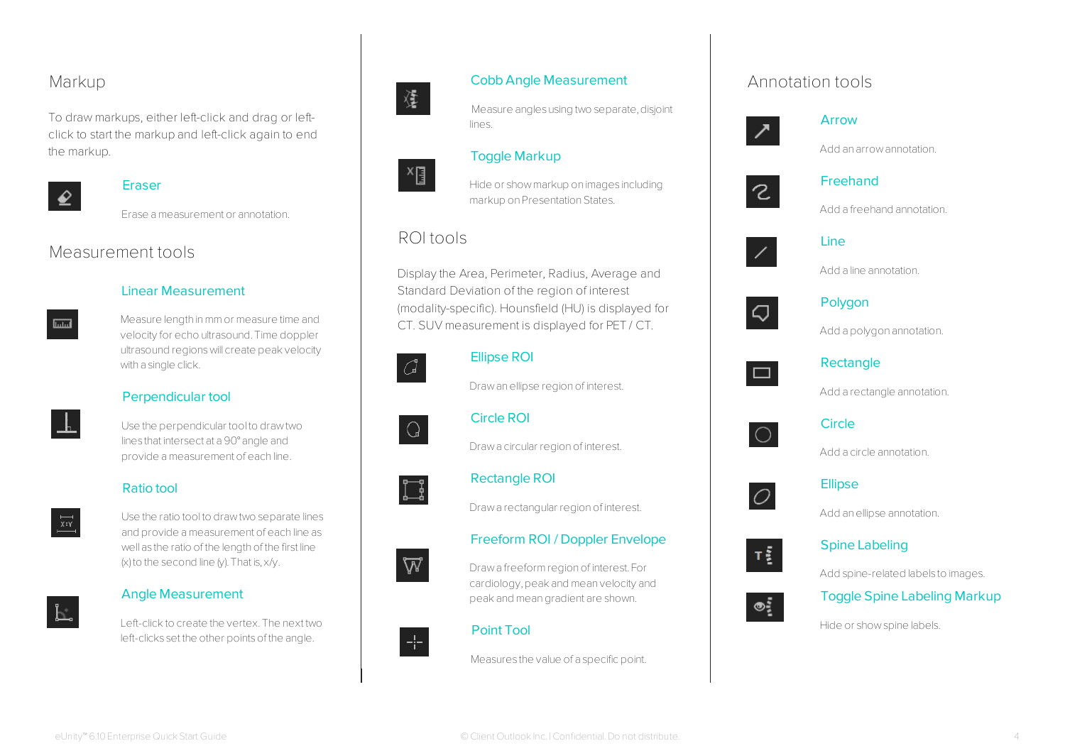## Markup

To draw markups, either left-click and drag or left-click to start the markup and left-click again to end the markup.

### Eraser

Erase a measurement or annotation.

## Measurement tools

### Linear Measurement

Measure length in mm or measure time and velocity for echo ultrasound. Time doppler ultrasound regions will create peak velocity with a single click.

### Perpendicular tool

Use the perpendicular tool to draw two lines that intersect at a 90° angle and provide a measurement of each line.

### Ratio tool

Use the ratio tool to draw two separate lines and provide a measurement of each line as well as the ratio of the length of the first line (x) to the second line (y). That is, x/y.

### Angle Measurement

Left-click to create the vertex. The next two left-clicks set the other points of the angle.

### Cobb Angle Measurement

Measure angles using two separate, disjoint lines.

### Toggle Markup

Hide or show markup on images including markup on Presentation States.

## ROI tools

Display the Area, Perimeter, Radius, Average and Standard Deviation of the region of interest (modality-specific). Hounsfield (HU) is displayed for CT. SUV measurement is displayed for PET / CT.

### Ellipse ROI

Draw an ellipse region of interest.

### Circle ROI

Draw a circular region of interest.

### Rectangle ROI

Draw a rectangular region of interest.

### Freeform ROI / Doppler Envelope

Draw a freeform region of interest. For cardiology, peak and mean velocity and peak and mean gradient are shown.

### Point Tool

Measures the value of a specific point.

## Annotation tools

### Arrow

Add an arrow annotation.

### Freehand

Add a freehand annotation.

### Line

Add a line annotation.

### Polygon

Add a polygon annotation.

### Rectangle

Add a rectangle annotation.

### Circle

Add a circle annotation.

### Ellipse

Add an ellipse annotation.

### Spine Labeling

Add spine-related labels to images.

### Toggle Spine Labeling Markup

Hide or show spine labels.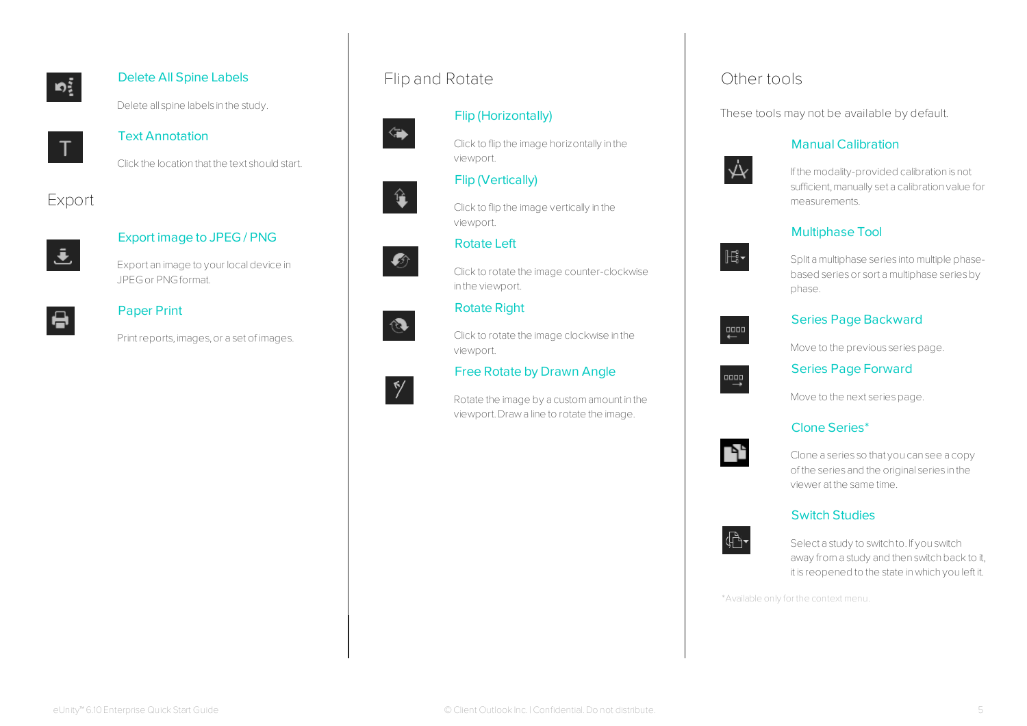### Delete All Spine Labels

Delete all spine labels in the study.

### Text Annotation

Click the location that the text should start.

## Export

### Export image to JPEG / PNG

Export an image to your local device in JPEG or PNG format.

### Paper Print

Print reports, images, or a set of images.

## Flip and Rotate

### Flip (Horizontally)

Click to flip the image horizontally in the viewport.

### Flip (Vertically)

Click to flip the image vertically in the viewport.

### Rotate Left

Click to rotate the image counter-clockwise in the viewport.

### Rotate Right

Click to rotate the image clockwise in the viewport.

### Free Rotate by Drawn Angle

Rotate the image by a custom amount in the viewport. Draw a line to rotate the image.

## Other tools

These tools may not be available by default.

### Manual Calibration

If the modality-provided calibration is not sufficient, manually set a calibration value for measurements.

### Multiphase Tool

Split a multiphase series into multiple phase-based series or sort a multiphase series by phase.

### Series Page Backward

Move to the previous series page.

### Series Page Forward

Move to the next series page.

### Clone Series*

Clone a series so that you can see a copy of the series and the original series in the viewer at the same time.

### Switch Studies

Select a study to switch to. If you switch away from a study and then switch back to it, it is reopened to the state in which you left it.

*Available only for the context menu.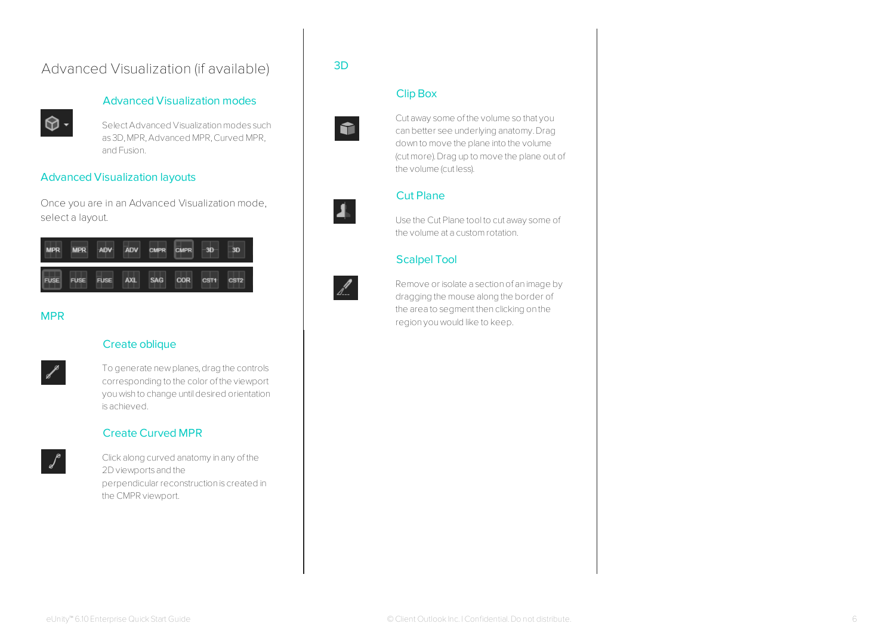# Advanced Visualization (if available)

### Advanced Visualization modes

Select Advanced Visualization modes such as 3D, MPR, Advanced MPR, Curved MPR, and Fusion.

## Advanced Visualization layouts

Once you are in an Advanced Visualization mode, select a layout.

MPR MPR ADV ADV CMPR CMPR 3D 3D

FUSE FUSE FUSE AXL SAG COR CST1 CST2

## MPR

### Create oblique

To generate new planes, drag the controls corresponding to the color of the viewport you wish to change until desired orientation is achieved.

### Create Curved MPR

Click along curved anatomy in any of the 2D viewports and the perpendicular reconstruction is created in the CMPR viewport.

## 3D

### Clip Box

Cut away some of the volume so that you can better see underlying anatomy. Drag down to move the plane into the volume (cut more). Drag up to move the plane out of the volume (cut less).

### Cut Plane

Use the Cut Plane tool to cut away some of the volume at a custom rotation.

### Scalpel Tool

Remove or isolate a section of an image by dragging the mouse along the border of the area to segment then clicking on the region you would like to keep.